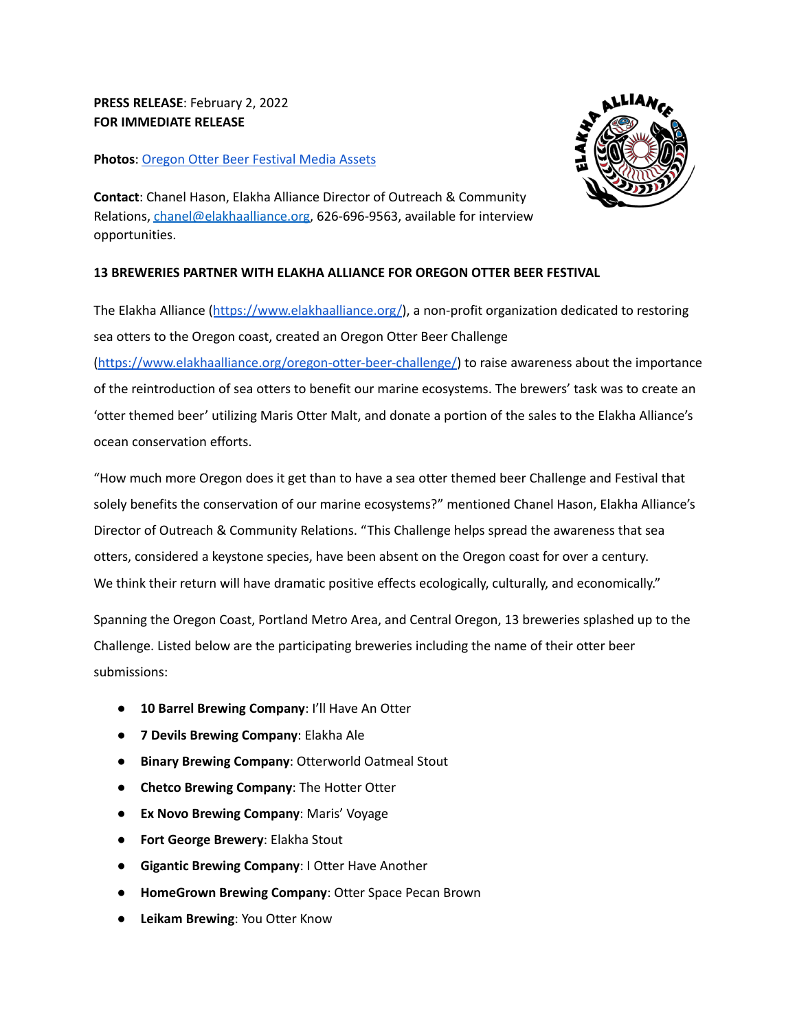**PRESS RELEASE**: February 2, 2022
**FOR IMMEDIATE RELEASE**

**Photos**: [Oregon Otter Beer Festival Media Assets]

**Contact**: Chanel Hason, Elakha Alliance Director of Outreach & Community Relations, chanel@elakhaalliance.org, 626-696-9563, available for interview opportunities.

**13 BREWERIES PARTNER WITH ELAKHA ALLIANCE FOR OREGON OTTER BEER FESTIVAL**

The Elakha Alliance (https://www.elakhaalliance.org/), a non-profit organization dedicated to restoring sea otters to the Oregon coast, created an Oregon Otter Beer Challenge (https://www.elakhaalliance.org/oregon-otter-beer-challenge/) to raise awareness about the importance of the reintroduction of sea otters to benefit our marine ecosystems. The brewers' task was to create an 'otter themed beer' utilizing Maris Otter Malt, and donate a portion of the sales to the Elakha Alliance's ocean conservation efforts.

"How much more Oregon does it get than to have a sea otter themed beer Challenge and Festival that solely benefits the conservation of our marine ecosystems?" mentioned Chanel Hason, Elakha Alliance's Director of Outreach & Community Relations. "This Challenge helps spread the awareness that sea otters, considered a keystone species, have been absent on the Oregon coast for over a century. We think their return will have dramatic positive effects ecologically, culturally, and economically."

Spanning the Oregon Coast, Portland Metro Area, and Central Oregon, 13 breweries splashed up to the Challenge. Listed below are the participating breweries including the name of their otter beer submissions:

- **10 Barrel Brewing Company**: I'll Have An Otter
- **7 Devils Brewing Company**: Elakha Ale
- **Binary Brewing Company**: Otterworld Oatmeal Stout
- **Chetco Brewing Company**: The Hotter Otter
- **Ex Novo Brewing Company**: Maris' Voyage
- **Fort George Brewery**: Elakha Stout
- **Gigantic Brewing Company**: I Otter Have Another
- **HomeGrown Brewing Company**: Otter Space Pecan Brown
- **Leikam Brewing**: You Otter Know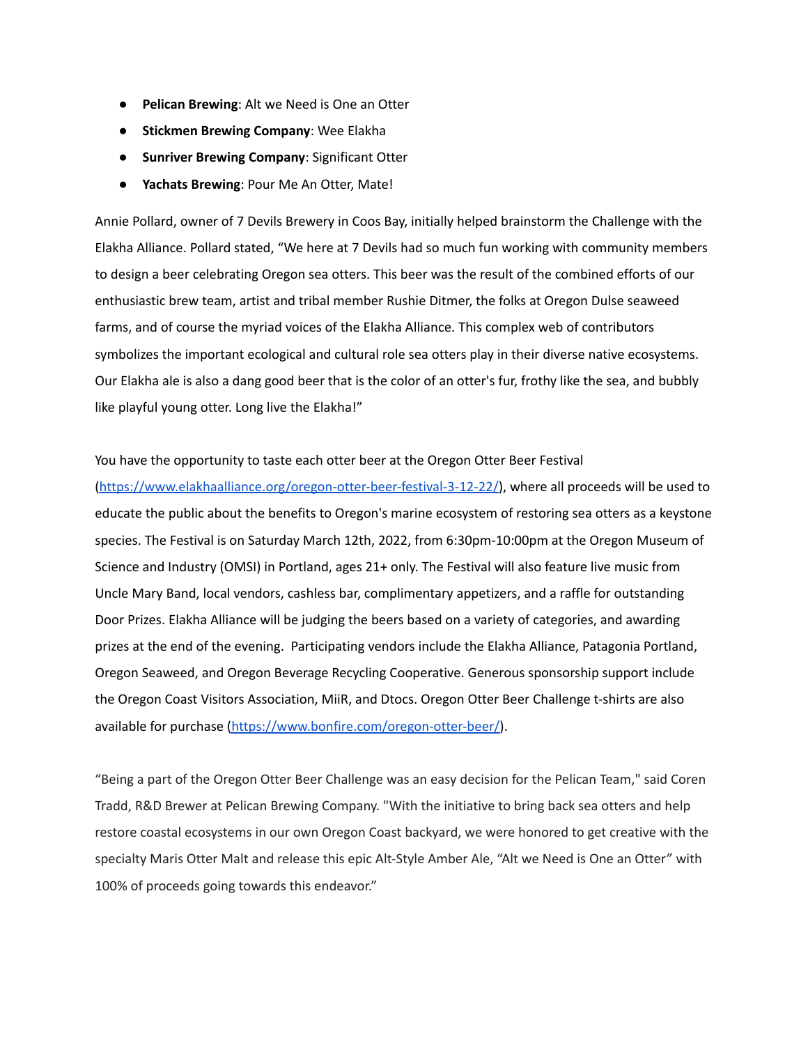- **Pelican Brewing**: Alt we Need is One an Otter
- **Stickmen Brewing Company**: Wee Elakha
- **Sunriver Brewing Company**: Significant Otter
- **Yachats Brewing**: Pour Me An Otter, Mate!

Annie Pollard, owner of 7 Devils Brewery in Coos Bay, initially helped brainstorm the Challenge with the Elakha Alliance. Pollard stated, "We here at 7 Devils had so much fun working with community members to design a beer celebrating Oregon sea otters. This beer was the result of the combined efforts of our enthusiastic brew team, artist and tribal member Rushie Ditmer, the folks at Oregon Dulse seaweed farms, and of course the myriad voices of the Elakha Alliance. This complex web of contributors symbolizes the important ecological and cultural role sea otters play in their diverse native ecosystems. Our Elakha ale is also a dang good beer that is the color of an otter's fur, frothy like the sea, and bubbly like playful young otter. Long live the Elakha!"

You have the opportunity to taste each otter beer at the Oregon Otter Beer Festival (https://www.elakhaalliance.org/oregon-otter-beer-festival-3-12-22/), where all proceeds will be used to educate the public about the benefits to Oregon's marine ecosystem of restoring sea otters as a keystone species. The Festival is on Saturday March 12th, 2022, from 6:30pm-10:00pm at the Oregon Museum of Science and Industry (OMSI) in Portland, ages 21+ only. The Festival will also feature live music from Uncle Mary Band, local vendors, cashless bar, complimentary appetizers, and a raffle for outstanding Door Prizes. Elakha Alliance will be judging the beers based on a variety of categories, and awarding prizes at the end of the evening. Participating vendors include the Elakha Alliance, Patagonia Portland, Oregon Seaweed, and Oregon Beverage Recycling Cooperative. Generous sponsorship support include the Oregon Coast Visitors Association, MiiR, and Dtocs. Oregon Otter Beer Challenge t-shirts are also available for purchase (https://www.bonfire.com/oregon-otter-beer/).

"Being a part of the Oregon Otter Beer Challenge was an easy decision for the Pelican Team," said Coren Tradd, R&D Brewer at Pelican Brewing Company. "With the initiative to bring back sea otters and help restore coastal ecosystems in our own Oregon Coast backyard, we were honored to get creative with the specialty Maris Otter Malt and release this epic Alt-Style Amber Ale, "Alt we Need is One an Otter" with 100% of proceeds going towards this endeavor."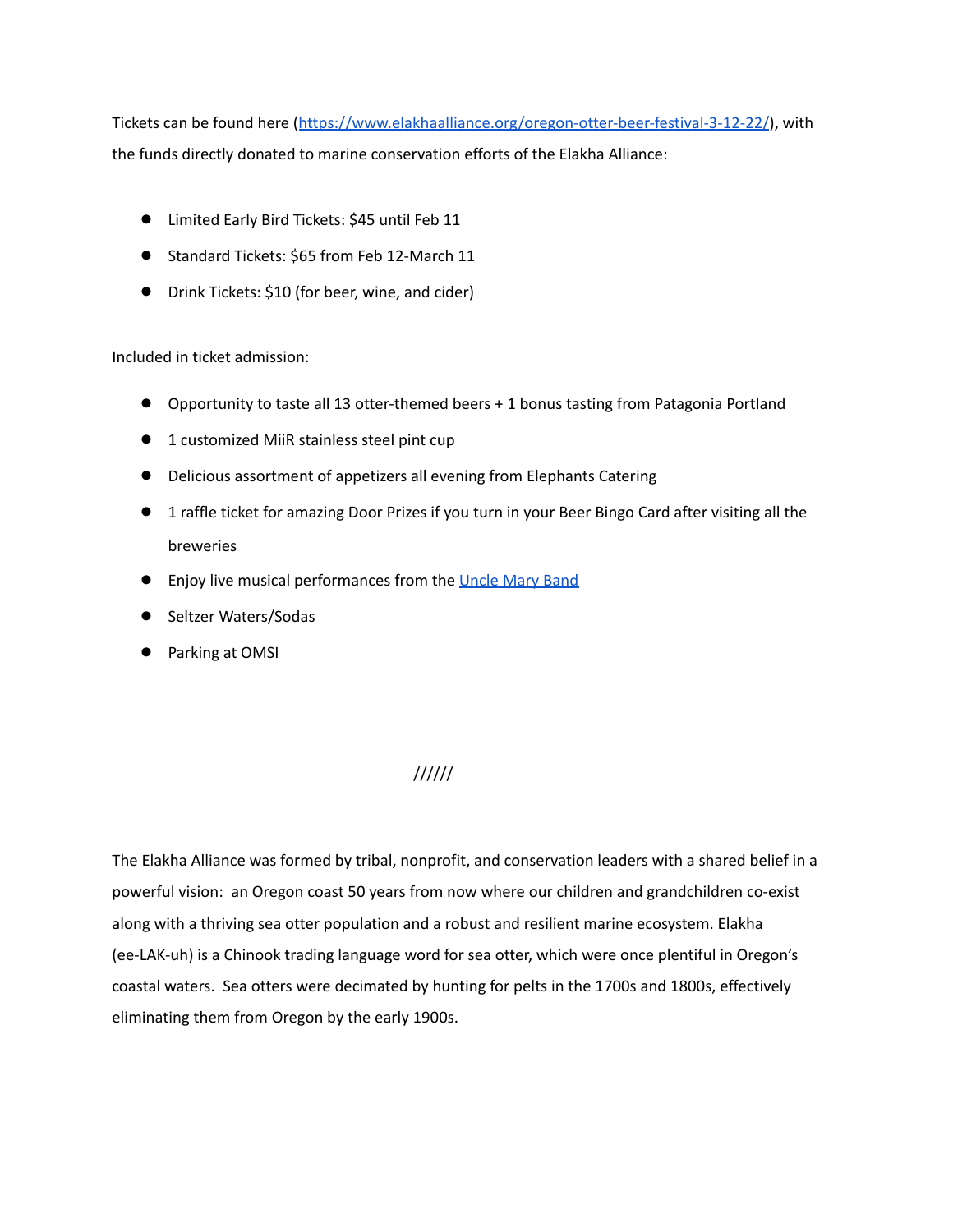Tickets can be found here ([https://www.elakhaalliance.org/oregon-otter-beer-festival-3-12-22/](https://www.elakhaalliance.org/oregon-otter-beer-festival-3-12-22/)), with the funds directly donated to marine conservation efforts of the Elakha Alliance:

- Limited Early Bird Tickets: $45 until Feb 11
- Standard Tickets: $65 from Feb 12-March 11
- Drink Tickets: $10 (for beer, wine, and cider)

Included in ticket admission:

- Opportunity to taste all 13 otter-themed beers + 1 bonus tasting from Patagonia Portland
- 1 customized MiiR stainless steel pint cup
- Delicious assortment of appetizers all evening from Elephants Catering
- 1 raffle ticket for amazing Door Prizes if you turn in your Beer Bingo Card after visiting all the breweries
- Enjoy live musical performances from the [Uncle Mary Band]
- Seltzer Waters/Sodas
- Parking at OMSI

//////

The Elakha Alliance was formed by tribal, nonprofit, and conservation leaders with a shared belief in a powerful vision: an Oregon coast 50 years from now where our children and grandchildren co-exist along with a thriving sea otter population and a robust and resilient marine ecosystem. Elakha (ee-LAK-uh) is a Chinook trading language word for sea otter, which were once plentiful in Oregon's coastal waters. Sea otters were decimated by hunting for pelts in the 1700s and 1800s, effectively eliminating them from Oregon by the early 1900s.